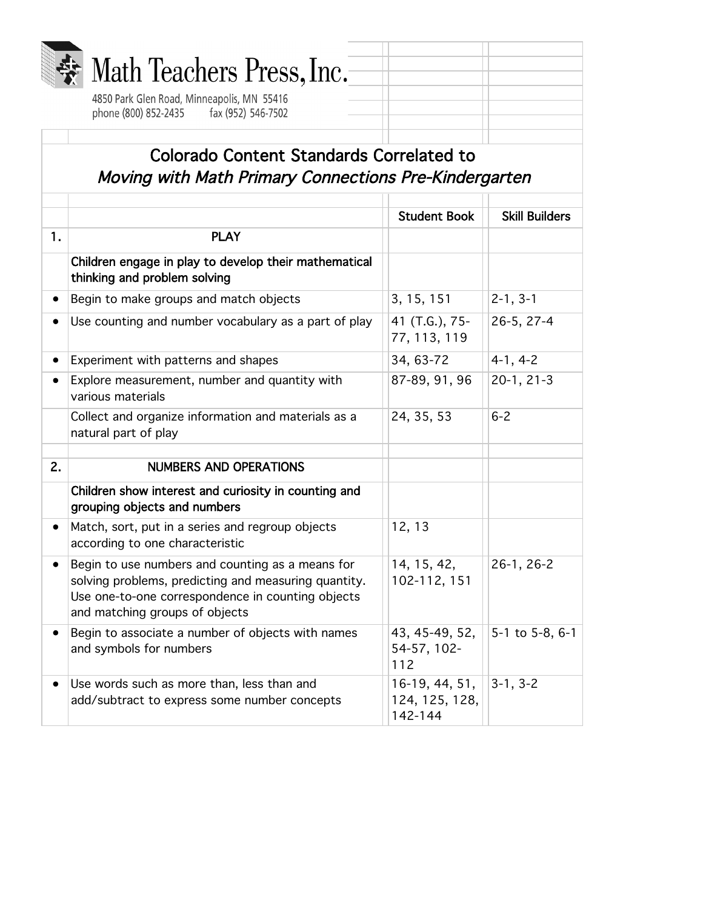Math Teachers Press, Inc.

4850 Park Glen Road, Minneapolis, MN 55416
phone (800) 852-2435 fax (952) 546-7502

## Colorado Content Standards Correlated to
## *Moving with Math Primary Connections Pre-Kindergarten*

| | | Student Book | Skill Builders |
|---|---|---|---|
| 1. | PLAY | | |
| | Children engage in play to develop their mathematical thinking and problem solving | | |
| • | Begin to make groups and match objects | 3, 15, 151 | 2-1, 3-1 |
| • | Use counting and number vocabulary as a part of play | 41 (T.G.), 75-77, 113, 119 | 26-5, 27-4 |
| • | Experiment with patterns and shapes | 34, 63-72 | 4-1, 4-2 |
| • | Explore measurement, number and quantity with various materials | 87-89, 91, 96 | 20-1, 21-3 |
| | Collect and organize information and materials as a natural part of play | 24, 35, 53 | 6-2 |
| | | | |
| 2. | NUMBERS AND OPERATIONS | | |
| | Children show interest and curiosity in counting and grouping objects and numbers | | |
| • | Match, sort, put in a series and regroup objects according to one characteristic | 12, 13 | |
| • | Begin to use numbers and counting as a means for solving problems, predicting and measuring quantity. Use one-to-one correspondence in counting objects and matching groups of objects | 14, 15, 42, 102-112, 151 | 26-1, 26-2 |
| • | Begin to associate a number of objects with names and symbols for numbers | 43, 45-49, 52, 54-57, 102-112 | 5-1 to 5-8, 6-1 |
| • | Use words such as more than, less than and add/subtract to express some number concepts | 16-19, 44, 51, 124, 125, 128, 142-144 | 3-1, 3-2 |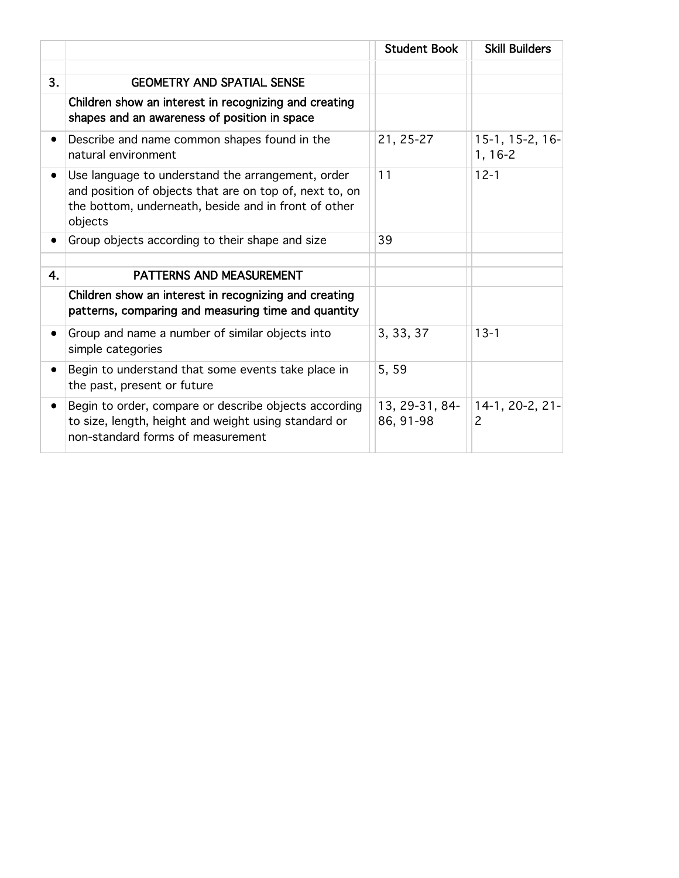| | | Student Book | Skill Builders |
|---|---|---|---|
| | | | |
| 3. | GEOMETRY AND SPATIAL SENSE | | |
| | **Children show an interest in recognizing and creating shapes and an awareness of position in space** | | |
| • | Describe and name common shapes found in the natural environment | 21, 25-27 | 15-1, 15-2, 16-1, 16-2 |
| • | Use language to understand the arrangement, order and position of objects that are on top of, next to, on the bottom, underneath, beside and in front of other objects | 11 | 12-1 |
| • | Group objects according to their shape and size | 39 | |
| | | | |
| 4. | PATTERNS AND MEASUREMENT | | |
| | **Children show an interest in recognizing and creating patterns, comparing and measuring time and quantity** | | |
| • | Group and name a number of similar objects into simple categories | 3, 33, 37 | 13-1 |
| • | Begin to understand that some events take place in the past, present or future | 5, 59 | |
| • | Begin to order, compare or describe objects according to size, length, height and weight using standard or non-standard forms of measurement | 13, 29-31, 84-86, 91-98 | 14-1, 20-2, 21-2 |